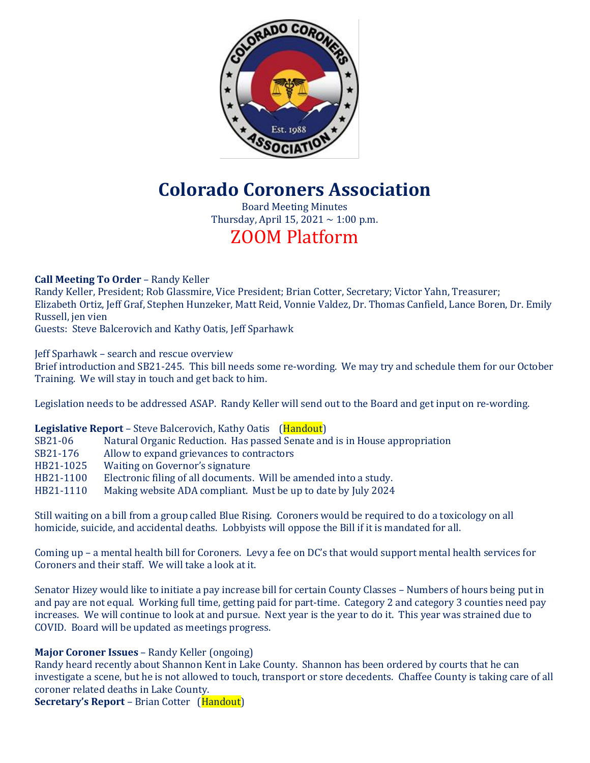# Colorado Coroners Association

Board Meeting Minutes
Thursday, April 15, 2021 ~ 1:00 p.m.

## ZOOM Platform

**Call Meeting To Order** – Randy Keller
Randy Keller, President; Rob Glassmire, Vice President; Brian Cotter, Secretary; Victor Yahn, Treasurer; Elizabeth Ortiz, Jeff Graf, Stephen Hunzeker, Matt Reid, Vonnie Valdez, Dr. Thomas Canfield, Lance Boren, Dr. Emily Russell, jen vien
Guests: Steve Balcerovich and Kathy Oatis, Jeff Sparhawk

Jeff Sparhawk – search and rescue overview
Brief introduction and SB21-245. This bill needs some re-wording. We may try and schedule them for our October Training. We will stay in touch and get back to him.

Legislation needs to be addressed ASAP. Randy Keller will send out to the Board and get input on re-wording.

**Legislative Report** – Steve Balcerovich, Kathy Oatis (Handout)

| | |
|---|---|
| SB21-06 | Natural Organic Reduction. Has passed Senate and is in House appropriation |
| SB21-176 | Allow to expand grievances to contractors |
| HB21-1025 | Waiting on Governor's signature |
| HB21-1100 | Electronic filing of all documents. Will be amended into a study. |
| HB21-1110 | Making website ADA compliant. Must be up to date by July 2024 |

Still waiting on a bill from a group called Blue Rising. Coroners would be required to do a toxicology on all homicide, suicide, and accidental deaths. Lobbyists will oppose the Bill if it is mandated for all.

Coming up – a mental health bill for Coroners. Levy a fee on DC's that would support mental health services for Coroners and their staff. We will take a look at it.

Senator Hizey would like to initiate a pay increase bill for certain County Classes – Numbers of hours being put in and pay are not equal. Working full time, getting paid for part-time. Category 2 and category 3 counties need pay increases. We will continue to look at and pursue. Next year is the year to do it. This year was strained due to COVID. Board will be updated as meetings progress.

**Major Coroner Issues** – Randy Keller (ongoing)
Randy heard recently about Shannon Kent in Lake County. Shannon has been ordered by courts that he can investigate a scene, but he is not allowed to touch, transport or store decedents. Chaffee County is taking care of all coroner related deaths in Lake County.

**Secretary's Report** – Brian Cotter (Handout)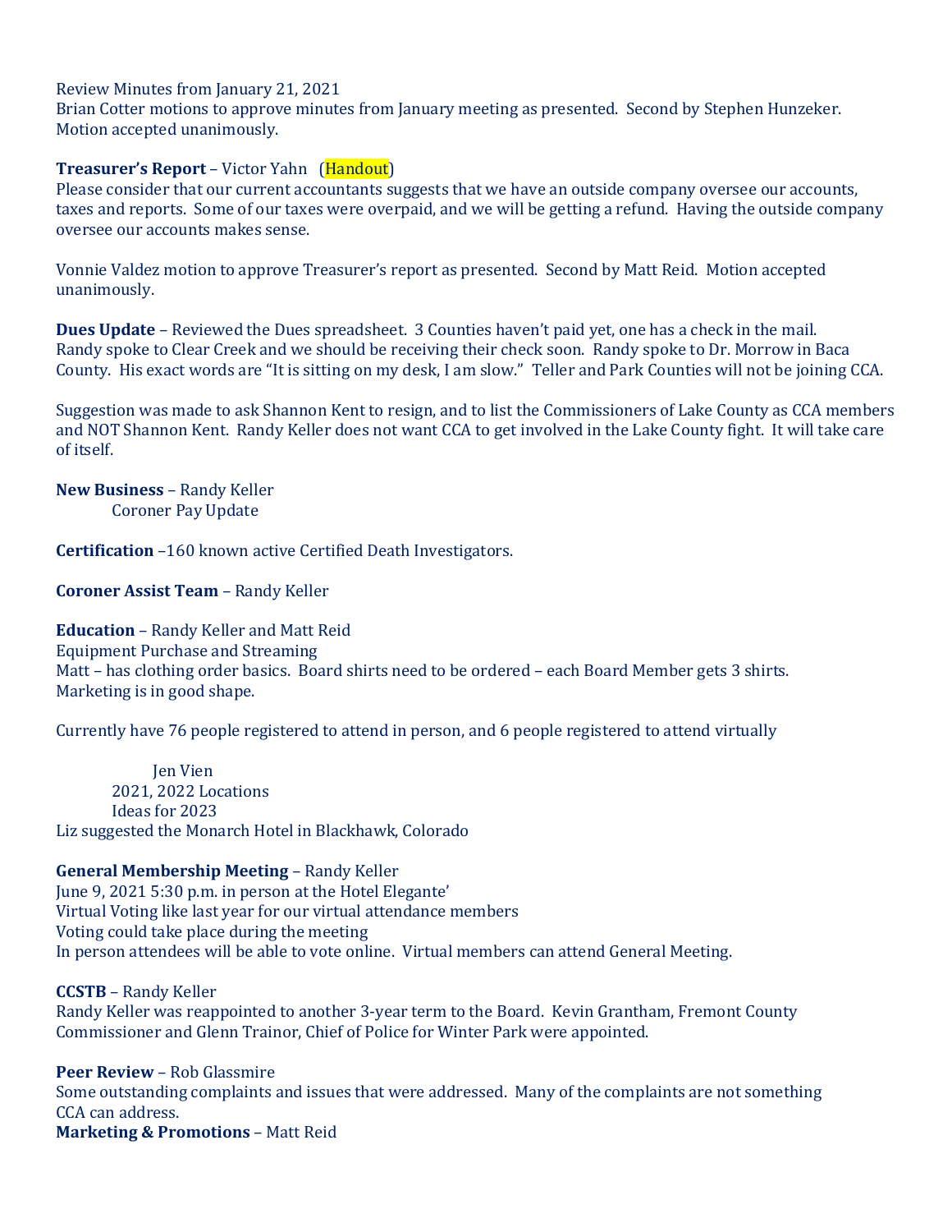Review Minutes from January 21, 2021

Brian Cotter motions to approve minutes from January meeting as presented. Second by Stephen Hunzeker. Motion accepted unanimously.

**Treasurer's Report** – Victor Yahn (Handout)

Please consider that our current accountants suggests that we have an outside company oversee our accounts, taxes and reports. Some of our taxes were overpaid, and we will be getting a refund. Having the outside company oversee our accounts makes sense.

Vonnie Valdez motion to approve Treasurer's report as presented. Second by Matt Reid. Motion accepted unanimously.

**Dues Update** – Reviewed the Dues spreadsheet. 3 Counties haven't paid yet, one has a check in the mail. Randy spoke to Clear Creek and we should be receiving their check soon. Randy spoke to Dr. Morrow in Baca County. His exact words are "It is sitting on my desk, I am slow." Teller and Park Counties will not be joining CCA.

Suggestion was made to ask Shannon Kent to resign, and to list the Commissioners of Lake County as CCA members and NOT Shannon Kent. Randy Keller does not want CCA to get involved in the Lake County fight. It will take care of itself.

**New Business** – Randy Keller

Coroner Pay Update

**Certification** –160 known active Certified Death Investigators.

**Coroner Assist Team** – Randy Keller

**Education** – Randy Keller and Matt Reid

Equipment Purchase and Streaming

Matt – has clothing order basics. Board shirts need to be ordered – each Board Member gets 3 shirts.

Marketing is in good shape.

Currently have 76 people registered to attend in person, and 6 people registered to attend virtually

Jen Vien

2021, 2022 Locations

Ideas for 2023

Liz suggested the Monarch Hotel in Blackhawk, Colorado

**General Membership Meeting** – Randy Keller

June 9, 2021 5:30 p.m. in person at the Hotel Elegante'

Virtual Voting like last year for our virtual attendance members

Voting could take place during the meeting

In person attendees will be able to vote online. Virtual members can attend General Meeting.

**CCSTB** – Randy Keller

Randy Keller was reappointed to another 3-year term to the Board. Kevin Grantham, Fremont County Commissioner and Glenn Trainor, Chief of Police for Winter Park were appointed.

**Peer Review** – Rob Glassmire

Some outstanding complaints and issues that were addressed. Many of the complaints are not something CCA can address.

**Marketing & Promotions** – Matt Reid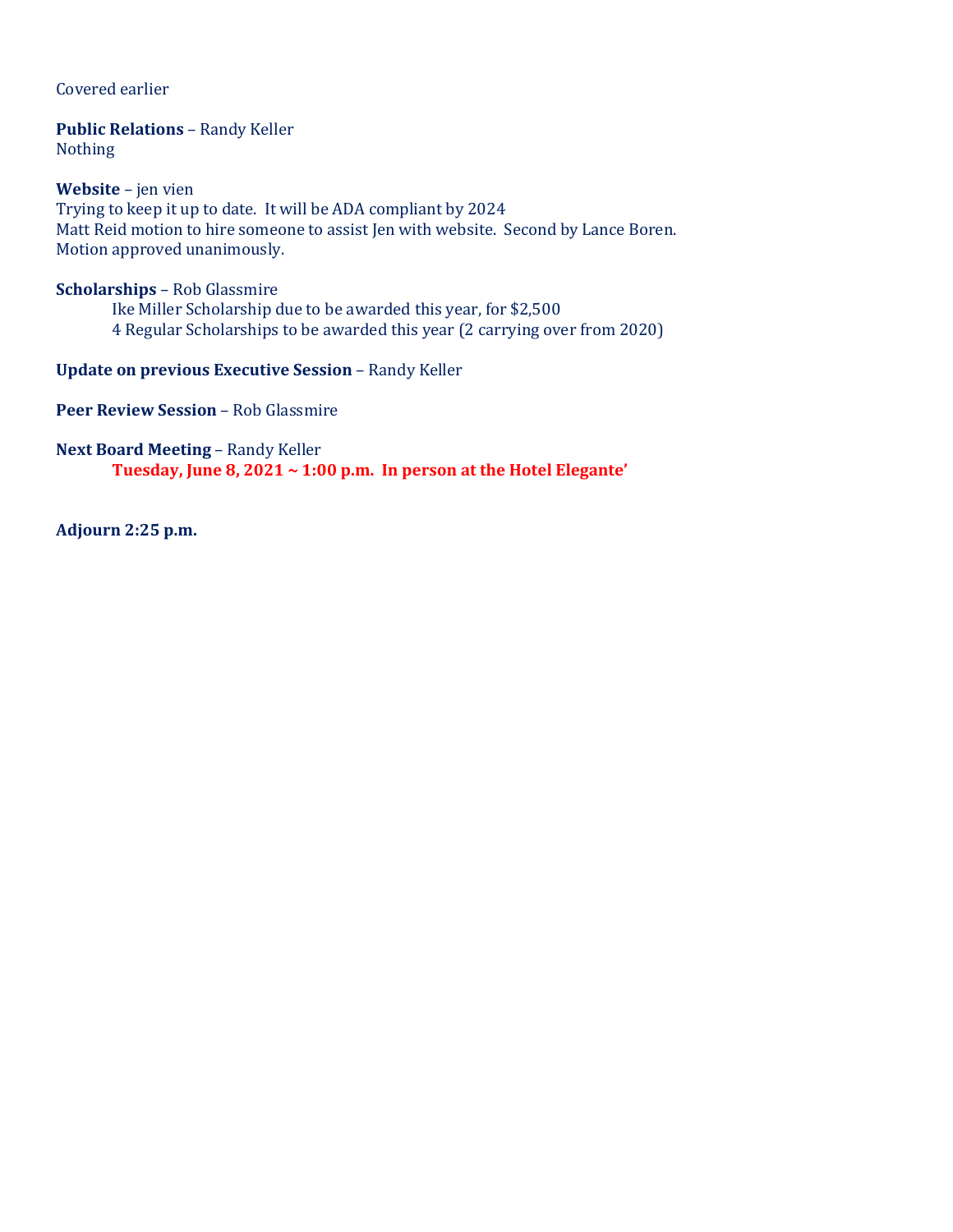Covered earlier

**Public Relations** – Randy Keller
Nothing

**Website** – jen vien
Trying to keep it up to date. It will be ADA compliant by 2024
Matt Reid motion to hire someone to assist Jen with website. Second by Lance Boren.
Motion approved unanimously.

**Scholarships** – Rob Glassmire

Ike Miller Scholarship due to be awarded this year, for $2,500
4 Regular Scholarships to be awarded this year (2 carrying over from 2020)

**Update on previous Executive Session** – Randy Keller

**Peer Review Session** – Rob Glassmire

**Next Board Meeting** – Randy Keller

**Tuesday, June 8, 2021 ~ 1:00 p.m. In person at the Hotel Elegante'**

**Adjourn 2:25 p.m.**